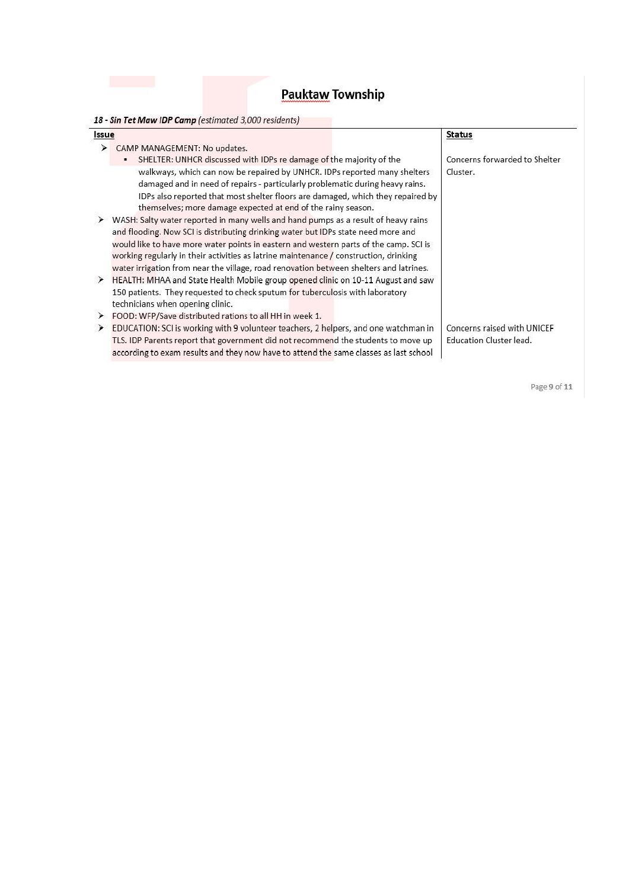## Pauktaw Township

***18 - Sin Tet Maw IDP Camp*** *(estimated 3,000 residents)*

| Issue | Status |
|---|---|
| ➤ CAMP MANAGEMENT: No updates.<br>▪ SHELTER: UNHCR discussed with IDPs re damage of the majority of the walkways, which can now be repaired by UNHCR. IDPs reported many shelters damaged and in need of repairs - particularly problematic during heavy rains. IDPs also reported that most shelter floors are damaged, which they repaired by themselves; more damage expected at end of the rainy season. | Concerns forwarded to Shelter Cluster. |
| ➤ WASH: Salty water reported in many wells and hand pumps as a result of heavy rains and flooding. Now SCI is distributing drinking water but IDPs state need more and would like to have more water points in eastern and western parts of the camp. SCI is working regularly in their activities as latrine maintenance / construction, drinking water irrigation from near the village, road renovation between shelters and latrines. | |
| ➤ HEALTH: MHAA and State Health Mobile group opened clinic on 10-11 August and saw 150 patients. They requested to check sputum for tuberculosis with laboratory technicians when opening clinic. | |
| ➤ FOOD: WFP/Save distributed rations to all HH in week 1. | |
| ➤ EDUCATION: SCI is working with 9 volunteer teachers, 2 helpers, and one watchman in TLS. IDP Parents report that government did not recommend the students to move up according to exam results and they now have to attend the same classes as last school | Concerns raised with UNICEF Education Cluster lead. |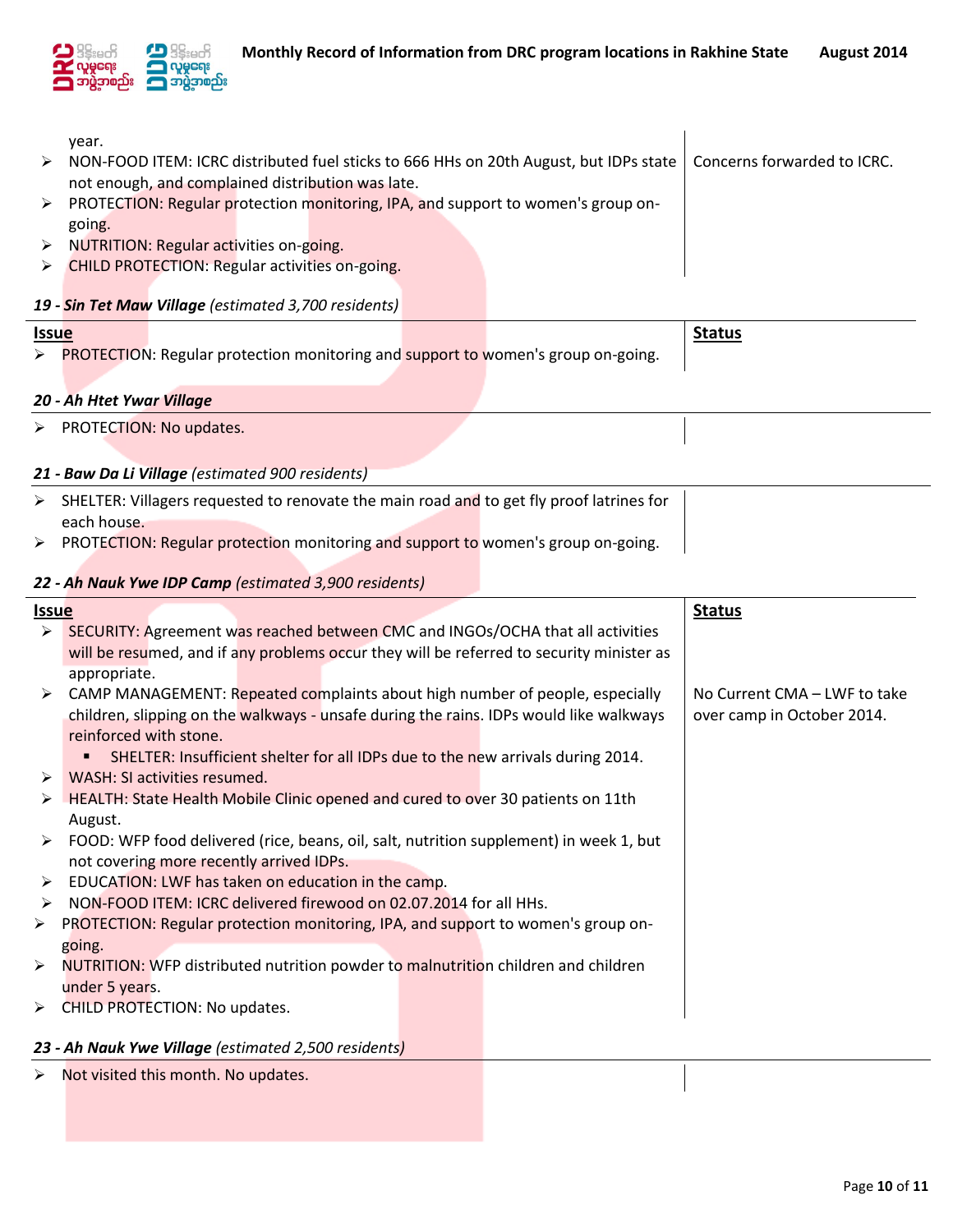year.

| Issue | Status |
|---|---|
| ➢ NON-FOOD ITEM: ICRC distributed fuel sticks to 666 HHs on 20th August, but IDPs state not enough, and complained distribution was late. | Concerns forwarded to ICRC. |
| ➢ PROTECTION: Regular protection monitoring, IPA, and support to women's group on-going. | |
| ➢ NUTRITION: Regular activities on-going. | |
| ➢ CHILD PROTECTION: Regular activities on-going. | |

***19 - Sin Tet Maw Village*** *(estimated 3,700 residents)*

| Issue | Status |
|---|---|
| ➢ PROTECTION: Regular protection monitoring and support to women's group on-going. | |

***20 - Ah Htet Ywar Village***

| | |
|---|---|
| ➢ PROTECTION: No updates. | |

***21 - Baw Da Li Village*** *(estimated 900 residents)*

| | |
|---|---|
| ➢ SHELTER: Villagers requested to renovate the main road and to get fly proof latrines for each house. | |
| ➢ PROTECTION: Regular protection monitoring and support to women's group on-going. | |

***22 - Ah Nauk Ywe IDP Camp*** *(estimated 3,900 residents)*

| Issue | Status |
|---|---|
| ➢ SECURITY: Agreement was reached between CMC and INGOs/OCHA that all activities will be resumed, and if any problems occur they will be referred to security minister as appropriate. | |
| ➢ CAMP MANAGEMENT: Repeated complaints about high number of people, especially children, slipping on the walkways - unsafe during the rains. IDPs would like walkways reinforced with stone. | No Current CMA – LWF to take over camp in October 2014. |
| ▪ SHELTER: Insufficient shelter for all IDPs due to the new arrivals during 2014. | |
| ➢ WASH: SI activities resumed. | |
| ➢ HEALTH: State Health Mobile Clinic opened and cured to over 30 patients on 11th August. | |
| ➢ FOOD: WFP food delivered (rice, beans, oil, salt, nutrition supplement) in week 1, but not covering more recently arrived IDPs. | |
| ➢ EDUCATION: LWF has taken on education in the camp. | |
| ➢ NON-FOOD ITEM: ICRC delivered firewood on 02.07.2014 for all HHs. | |
| ➢ PROTECTION: Regular protection monitoring, IPA, and support to women's group on-going. | |
| ➢ NUTRITION: WFP distributed nutrition powder to malnutrition children and children under 5 years. | |
| ➢ CHILD PROTECTION: No updates. | |

***23 - Ah Nauk Ywe Village*** *(estimated 2,500 residents)*

| | |
|---|---|
| ➢ Not visited this month. No updates. | |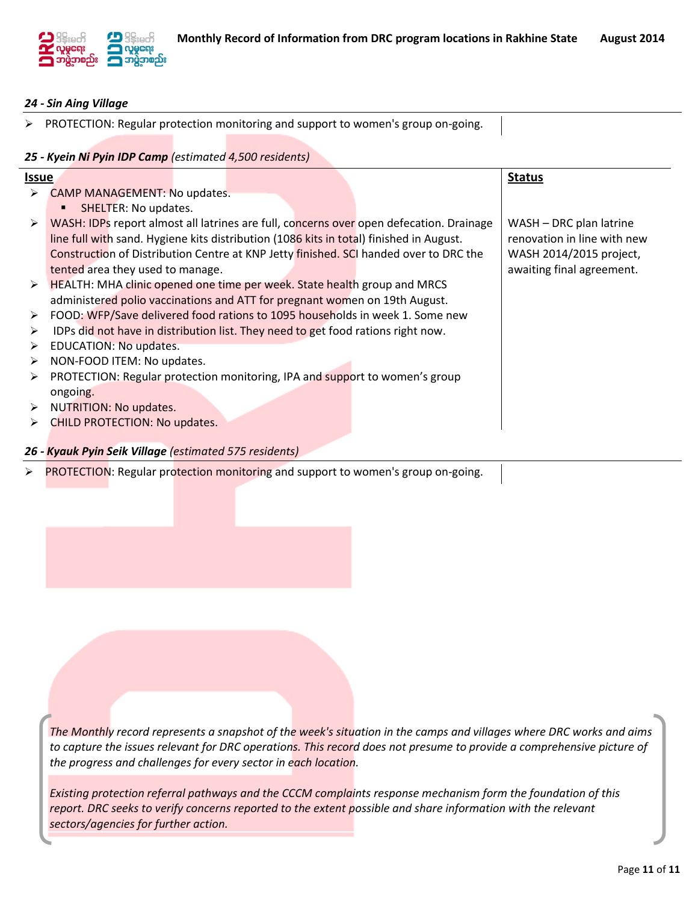### *24 - Sin Aing Village*

- PROTECTION: Regular protection monitoring and support to women's group on-going.

### *25 - Kyein Ni Pyin IDP Camp (estimated 4,500 residents)*

| Issue | Status |
|---|---|
| ➢ CAMP MANAGEMENT: No updates.<br>▪ SHELTER: No updates.<br>➢ WASH: IDPs report almost all latrines are full, concerns over open defecation. Drainage line full with sand. Hygiene kits distribution (1086 kits in total) finished in August. Construction of Distribution Centre at KNP Jetty finished. SCI handed over to DRC the tented area they used to manage.<br>➢ HEALTH: MHA clinic opened one time per week. State health group and MRCS administered polio vaccinations and ATT for pregnant women on 19th August.<br>➢ FOOD: WFP/Save delivered food rations to 1095 households in week 1. Some new<br>➢ IDPs did not have in distribution list. They need to get food rations right now.<br>➢ EDUCATION: No updates.<br>➢ NON-FOOD ITEM: No updates.<br>➢ PROTECTION: Regular protection monitoring, IPA and support to women's group ongoing.<br>➢ NUTRITION: No updates.<br>➢ CHILD PROTECTION: No updates. | WASH – DRC plan latrine renovation in line with new WASH 2014/2015 project, awaiting final agreement. |

### *26 - Kyauk Pyin Seik Village (estimated 575 residents)*

- PROTECTION: Regular protection monitoring and support to women's group on-going.

*The Monthly record represents a snapshot of the week's situation in the camps and villages where DRC works and aims to capture the issues relevant for DRC operations. This record does not presume to provide a comprehensive picture of the progress and challenges for every sector in each location.*

*Existing protection referral pathways and the CCCM complaints response mechanism form the foundation of this report. DRC seeks to verify concerns reported to the extent possible and share information with the relevant sectors/agencies for further action.*